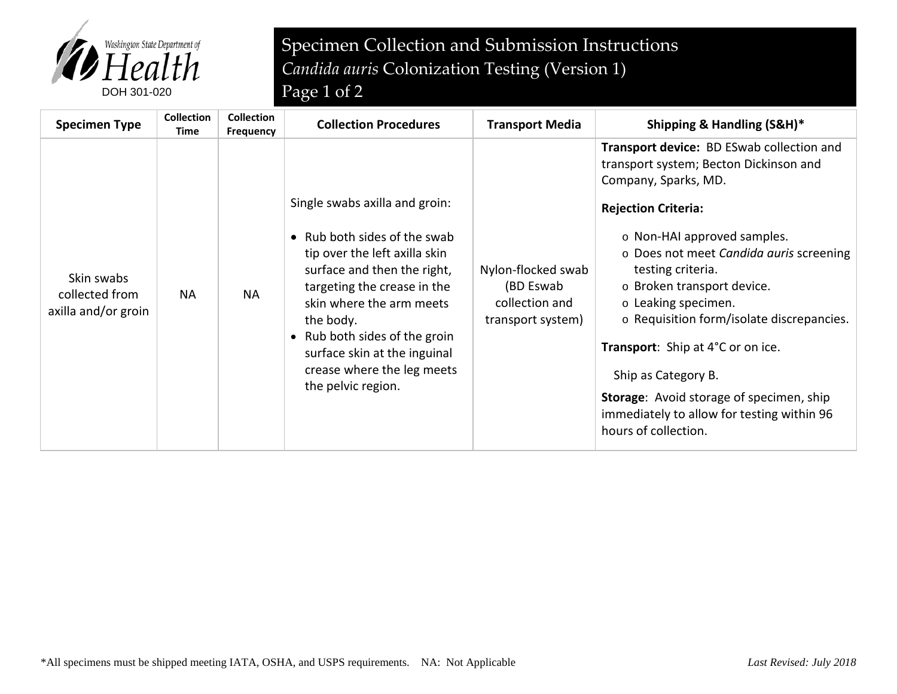Washington State Department of Health

DOH 301-020

# Specimen Collection and Submission Instructions

## *Candida auris* Colonization Testing (Version 1)

| Specimen Type | Collection Time | Collection Frequency | Collection Procedures | Transport Media | Shipping & Handling (S&H)* |
|---|---|---|---|---|---|
| Skin swabs collected from axilla and/or groin | NA | NA | Single swabs axilla and groin:<br>• Rub both sides of the swab tip over the left axilla skin surface and then the right, targeting the crease in the skin where the arm meets the body.<br>• Rub both sides of the groin surface skin at the inguinal crease where the leg meets the pelvic region. | Nylon-flocked swab (BD Eswab collection and transport system) | **Transport device:** BD ESwab collection and transport system; Becton Dickinson and Company, Sparks, MD.<br>**Rejection Criteria:**<br>o Non-HAI approved samples.<br>o Does not meet *Candida auris* screening testing criteria.<br>o Broken transport device.<br>o Leaking specimen.<br>o Requisition form/isolate discrepancies.<br>**Transport**: Ship at 4°C or on ice.<br>Ship as Category B.<br>**Storage**: Avoid storage of specimen, ship immediately to allow for testing within 96 hours of collection. |

*All specimens must be shipped meeting IATA, OSHA, and USPS requirements. NA: Not Applicable

*Last Revised: July 2018*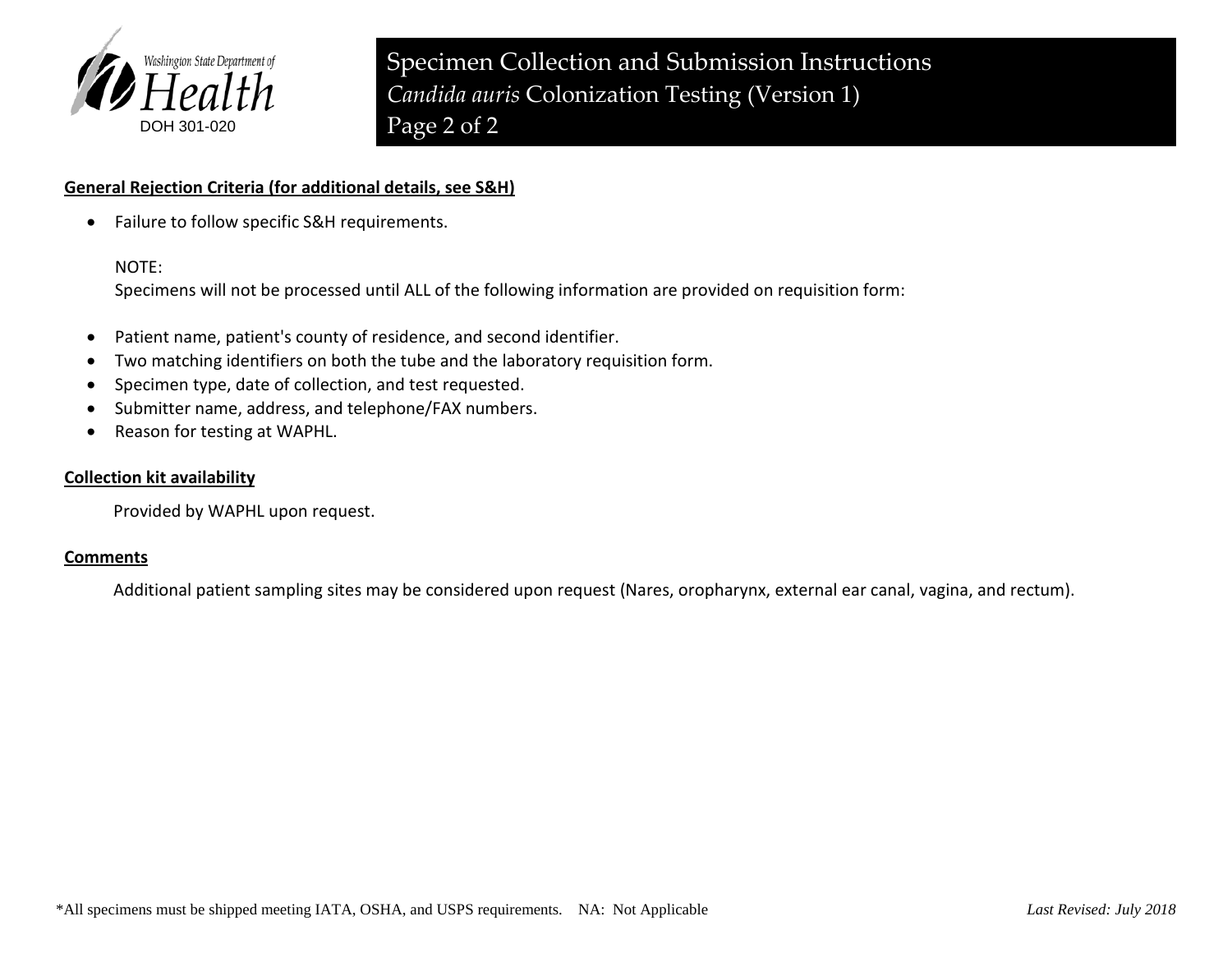**General Rejection Criteria (for additional details, see S&H)**

- Failure to follow specific S&H requirements.

NOTE:
Specimens will not be processed until ALL of the following information are provided on requisition form:

- Patient name, patient's county of residence, and second identifier.
- Two matching identifiers on both the tube and the laboratory requisition form.
- Specimen type, date of collection, and test requested.
- Submitter name, address, and telephone/FAX numbers.
- Reason for testing at WAPHL.

**Collection kit availability**

Provided by WAPHL upon request.

**Comments**

Additional patient sampling sites may be considered upon request (Nares, oropharynx, external ear canal, vagina, and rectum).

*All specimens must be shipped meeting IATA, OSHA, and USPS requirements. NA: Not Applicable

*Last Revised: July 2018*